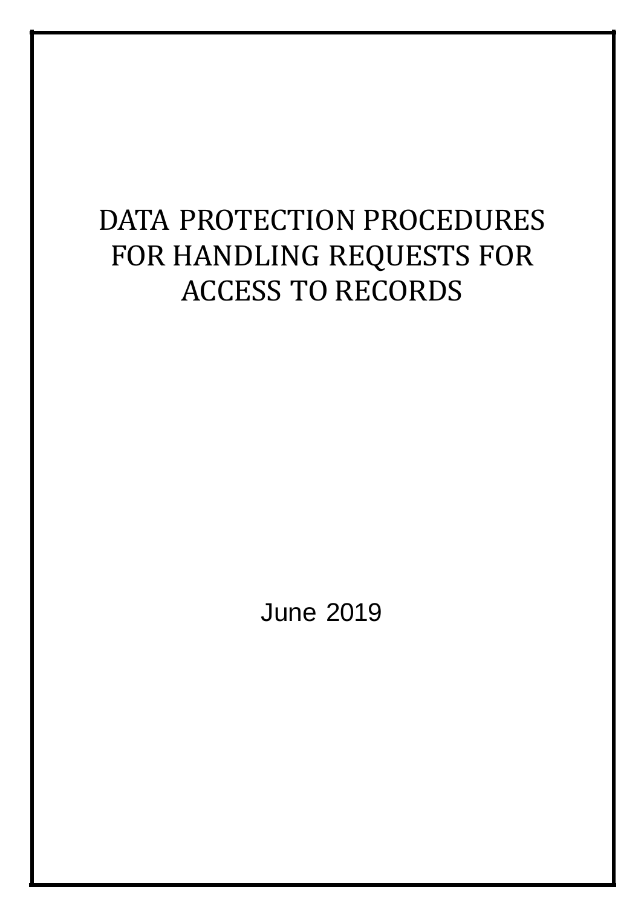# DATA PROTECTION PROCEDURES FOR HANDLING REQUESTS FOR ACCESS TO RECORDS

June 2019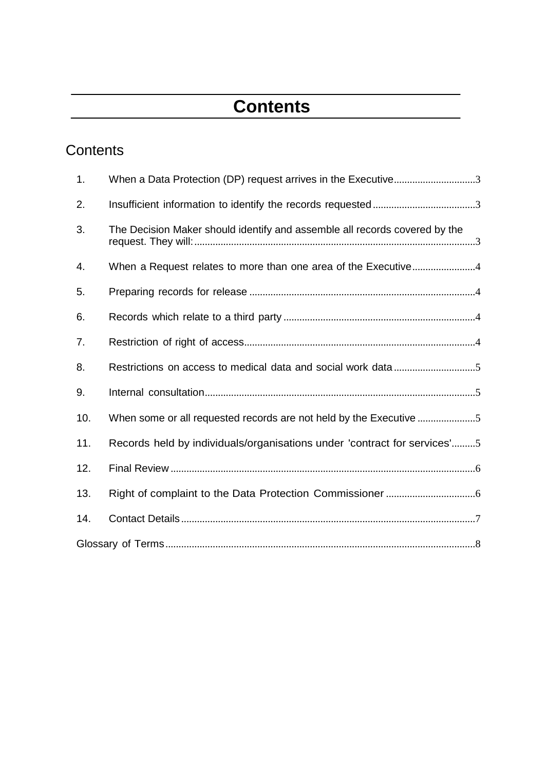# Contents

## Contents

1. When a Data Protection (DP) request arrives in the Executive ............................... 3
2. Insufficient information to identify the records requested ....................................... 3
3. The Decision Maker should identify and assemble all records covered by the request. They will: .......................................................................................................... 3
4. When a Request relates to more than one area of the Executive ........................ 4
5. Preparing records for release ...................................................................................... 4
6. Records which relate to a third party ......................................................................... 4
7. Restriction of right of access ........................................................................................ 4
8. Restrictions on access to medical data and social work data ............................... 5
9. Internal consultation ....................................................................................................... 5
10. When some or all requested records are not held by the Executive ...................... 5
11. Records held by individuals/organisations under 'contract for services' ......... 5
12. Final Review ................................................................................................................... 6
13. Right of complaint to the Data Protection Commissioner .................................. 6
14. Contact Details ............................................................................................................... 7

Glossary of Terms ..................................................................................................................... 8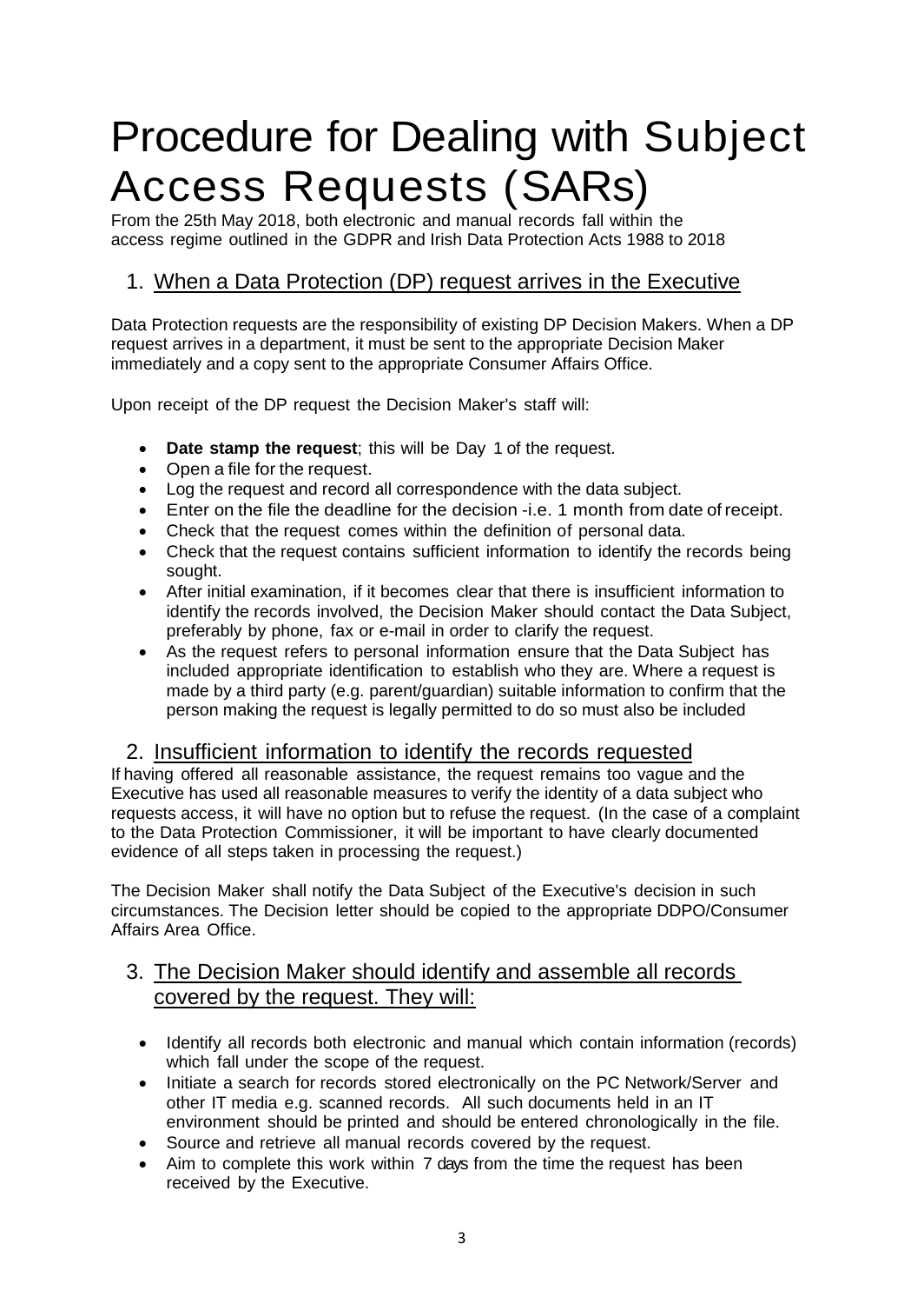# Procedure for Dealing with Subject Access Requests (SARs)

From the 25th May 2018, both electronic and manual records fall within the access regime outlined in the GDPR and Irish Data Protection Acts 1988 to 2018

## 1. When a Data Protection (DP) request arrives in the Executive

Data Protection requests are the responsibility of existing DP Decision Makers. When a DP request arrives in a department, it must be sent to the appropriate Decision Maker immediately and a copy sent to the appropriate Consumer Affairs Office.

Upon receipt of the DP request the Decision Maker's staff will:

- **Date stamp the request**; this will be Day 1 of the request.
- Open a file for the request.
- Log the request and record all correspondence with the data subject.
- Enter on the file the deadline for the decision -i.e. 1 month from date of receipt.
- Check that the request comes within the definition of personal data.
- Check that the request contains sufficient information to identify the records being sought.
- After initial examination, if it becomes clear that there is insufficient information to identify the records involved, the Decision Maker should contact the Data Subject, preferably by phone, fax or e-mail in order to clarify the request.
- As the request refers to personal information ensure that the Data Subject has included appropriate identification to establish who they are. Where a request is made by a third party (e.g. parent/guardian) suitable information to confirm that the person making the request is legally permitted to do so must also be included

## 2. Insufficient information to identify the records requested

If having offered all reasonable assistance, the request remains too vague and the Executive has used all reasonable measures to verify the identity of a data subject who requests access, it will have no option but to refuse the request. (In the case of a complaint to the Data Protection Commissioner, it will be important to have clearly documented evidence of all steps taken in processing the request.)

The Decision Maker shall notify the Data Subject of the Executive's decision in such circumstances. The Decision letter should be copied to the appropriate DDPO/Consumer Affairs Area Office.

## 3. The Decision Maker should identify and assemble all records covered by the request. They will:

- Identify all records both electronic and manual which contain information (records) which fall under the scope of the request.
- Initiate a search for records stored electronically on the PC Network/Server and other IT media e.g. scanned records. All such documents held in an IT environment should be printed and should be entered chronologically in the file.
- Source and retrieve all manual records covered by the request.
- Aim to complete this work within 7 days from the time the request has been received by the Executive.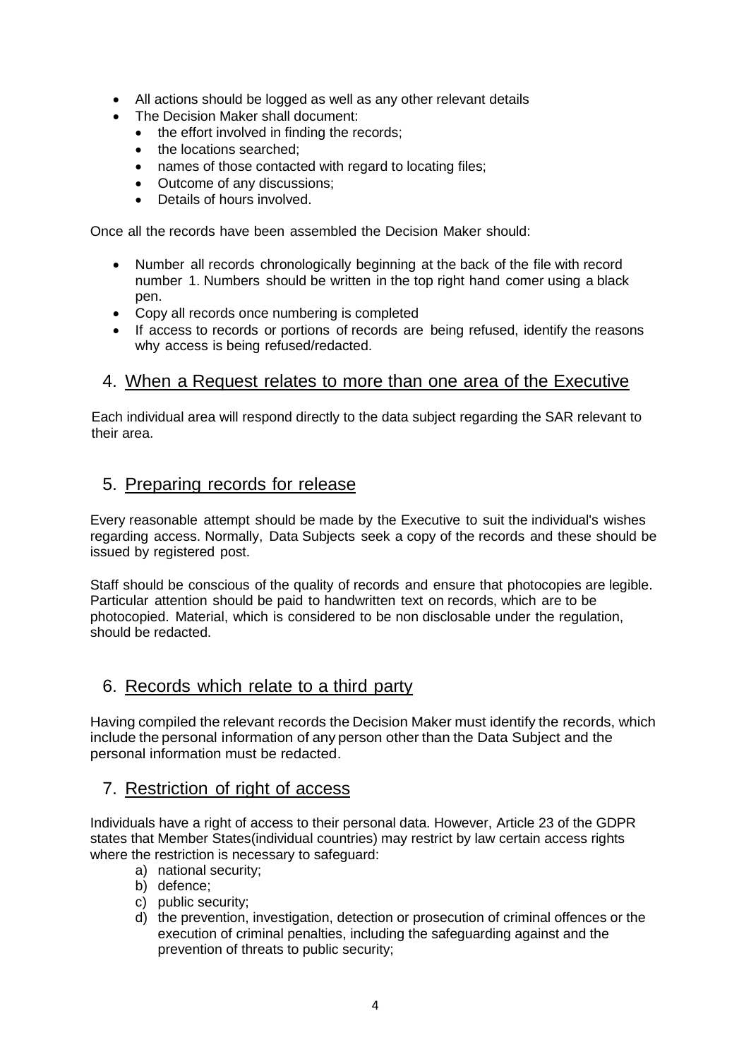- All actions should be logged as well as any other relevant details
- The Decision Maker shall document:
  - the effort involved in finding the records;
  - the locations searched;
  - names of those contacted with regard to locating files;
  - Outcome of any discussions;
  - Details of hours involved.

Once all the records have been assembled the Decision Maker should:

- Number all records chronologically beginning at the back of the file with record number 1. Numbers should be written in the top right hand comer using a black pen.
- Copy all records once numbering is completed
- If access to records or portions of records are being refused, identify the reasons why access is being refused/redacted.

## 4. When a Request relates to more than one area of the Executive

Each individual area will respond directly to the data subject regarding the SAR relevant to their area.

## 5. Preparing records for release

Every reasonable attempt should be made by the Executive to suit the individual's wishes regarding access. Normally, Data Subjects seek a copy of the records and these should be issued by registered post.

Staff should be conscious of the quality of records and ensure that photocopies are legible. Particular attention should be paid to handwritten text on records, which are to be photocopied. Material, which is considered to be non disclosable under the regulation, should be redacted.

## 6. Records which relate to a third party

Having compiled the relevant records the Decision Maker must identify the records, which include the personal information of any person other than the Data Subject and the personal information must be redacted.

## 7. Restriction of right of access

Individuals have a right of access to their personal data. However, Article 23 of the GDPR states that Member States(individual countries) may restrict by law certain access rights where the restriction is necessary to safeguard:

a) national security;
b) defence;
c) public security;
d) the prevention, investigation, detection or prosecution of criminal offences or the execution of criminal penalties, including the safeguarding against and the prevention of threats to public security;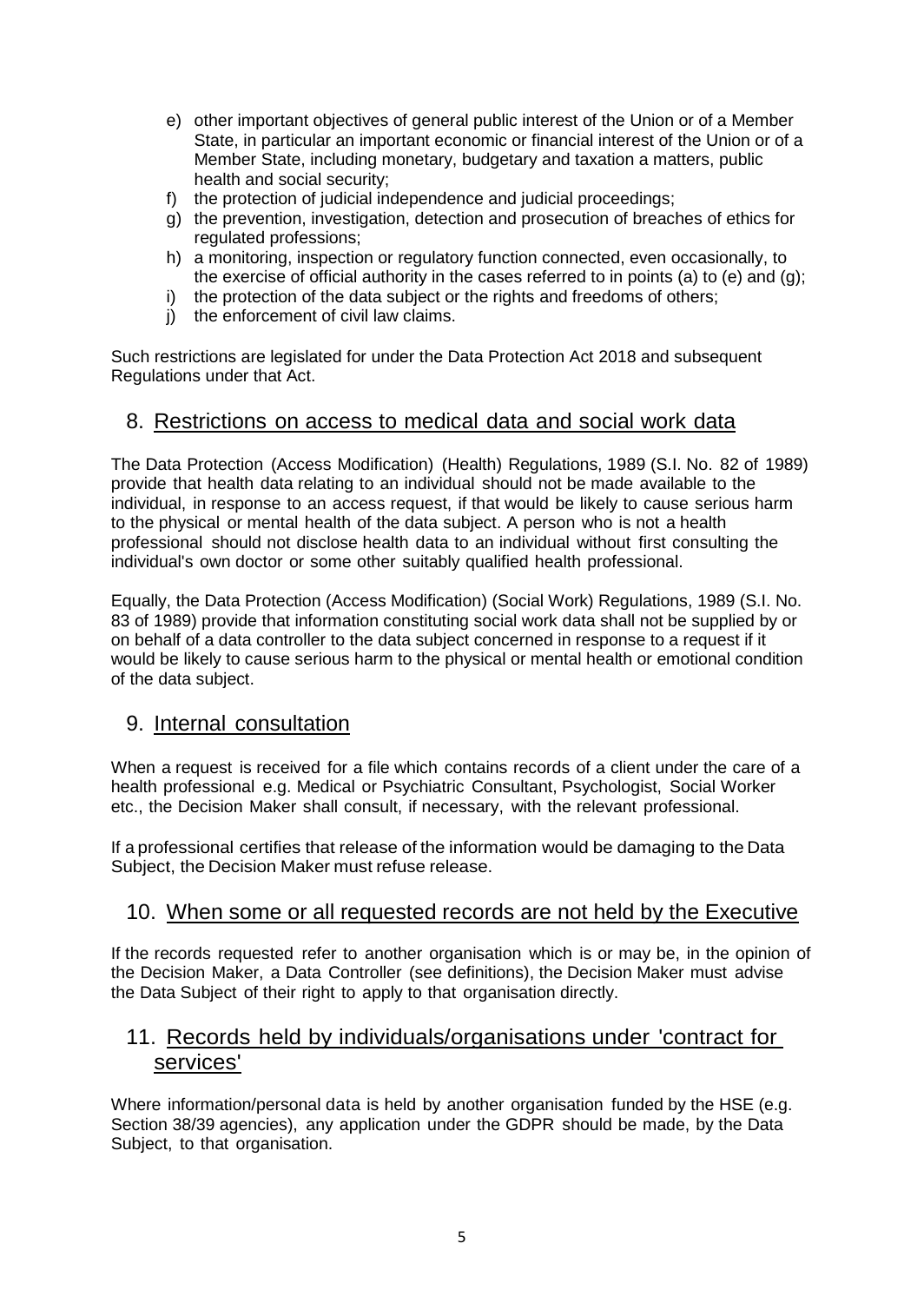e) other important objectives of general public interest of the Union or of a Member State, in particular an important economic or financial interest of the Union or of a Member State, including monetary, budgetary and taxation a matters, public health and social security;
f) the protection of judicial independence and judicial proceedings;
g) the prevention, investigation, detection and prosecution of breaches of ethics for regulated professions;
h) a monitoring, inspection or regulatory function connected, even occasionally, to the exercise of official authority in the cases referred to in points (a) to (e) and (g);
i) the protection of the data subject or the rights and freedoms of others;
j) the enforcement of civil law claims.

Such restrictions are legislated for under the Data Protection Act 2018 and subsequent Regulations under that Act.

## 8. Restrictions on access to medical data and social work data

The Data Protection (Access Modification) (Health) Regulations, 1989 (S.I. No. 82 of 1989) provide that health data relating to an individual should not be made available to the individual, in response to an access request, if that would be likely to cause serious harm to the physical or mental health of the data subject. A person who is not a health professional should not disclose health data to an individual without first consulting the individual's own doctor or some other suitably qualified health professional.

Equally, the Data Protection (Access Modification) (Social Work) Regulations, 1989 (S.I. No. 83 of 1989) provide that information constituting social work data shall not be supplied by or on behalf of a data controller to the data subject concerned in response to a request if it would be likely to cause serious harm to the physical or mental health or emotional condition of the data subject.

## 9. Internal consultation

When a request is received for a file which contains records of a client under the care of a health professional e.g. Medical or Psychiatric Consultant, Psychologist, Social Worker etc., the Decision Maker shall consult, if necessary, with the relevant professional.

If a professional certifies that release of the information would be damaging to the Data Subject, the Decision Maker must refuse release.

## 10. When some or all requested records are not held by the Executive

If the records requested refer to another organisation which is or may be, in the opinion of the Decision Maker, a Data Controller (see definitions), the Decision Maker must advise the Data Subject of their right to apply to that organisation directly.

## 11. Records held by individuals/organisations under 'contract for services'

Where information/personal data is held by another organisation funded by the HSE (e.g. Section 38/39 agencies), any application under the GDPR should be made, by the Data Subject, to that organisation.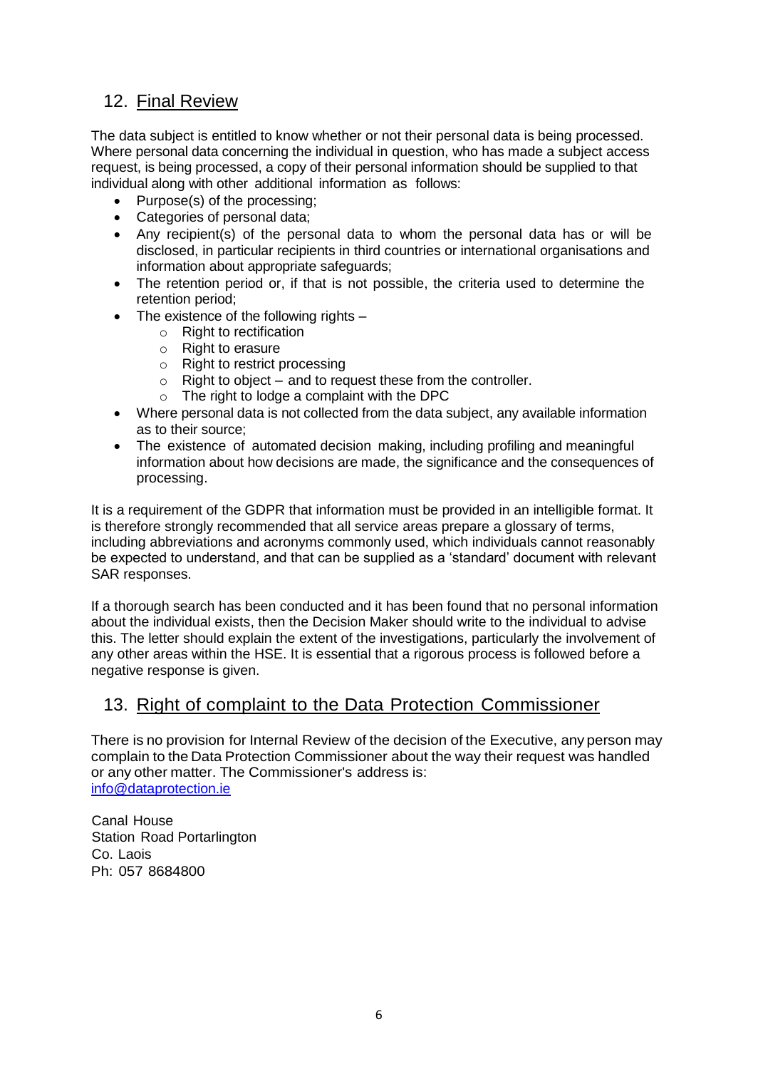## 12. Final Review

The data subject is entitled to know whether or not their personal data is being processed. Where personal data concerning the individual in question, who has made a subject access request, is being processed, a copy of their personal information should be supplied to that individual along with other additional information as follows:

- Purpose(s) of the processing;
- Categories of personal data;
- Any recipient(s) of the personal data to whom the personal data has or will be disclosed, in particular recipients in third countries or international organisations and information about appropriate safeguards;
- The retention period or, if that is not possible, the criteria used to determine the retention period;
- The existence of the following rights –
  - Right to rectification
  - Right to erasure
  - Right to restrict processing
  - Right to object – and to request these from the controller.
  - The right to lodge a complaint with the DPC
- Where personal data is not collected from the data subject, any available information as to their source;
- The existence of automated decision making, including profiling and meaningful information about how decisions are made, the significance and the consequences of processing.

It is a requirement of the GDPR that information must be provided in an intelligible format. It is therefore strongly recommended that all service areas prepare a glossary of terms, including abbreviations and acronyms commonly used, which individuals cannot reasonably be expected to understand, and that can be supplied as a 'standard' document with relevant SAR responses.

If a thorough search has been conducted and it has been found that no personal information about the individual exists, then the Decision Maker should write to the individual to advise this. The letter should explain the extent of the investigations, particularly the involvement of any other areas within the HSE. It is essential that a rigorous process is followed before a negative response is given.

## 13. Right of complaint to the Data Protection Commissioner

There is no provision for Internal Review of the decision of the Executive, any person may complain to the Data Protection Commissioner about the way their request was handled or any other matter. The Commissioner's address is:
info@dataprotection.ie

Canal House
Station Road Portarlington
Co. Laois
Ph: 057 8684800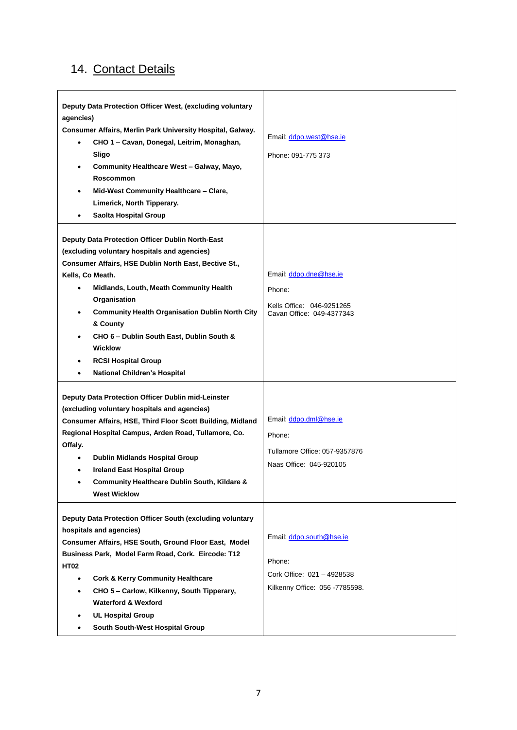## 14. Contact Details

| | |
|---|---|
| **Deputy Data Protection Officer West, (excluding voluntary agencies)**<br>**Consumer Affairs, Merlin Park University Hospital, Galway.**<br>• **CHO 1 – Cavan, Donegal, Leitrim, Monaghan, Sligo**<br>• **Community Healthcare West – Galway, Mayo, Roscommon**<br>• **Mid-West Community Healthcare – Clare, Limerick, North Tipperary.**<br>• **Saolta Hospital Group** | Email: ddpo.west@hse.ie<br><br>Phone: 091-775 373 |
| **Deputy Data Protection Officer Dublin North-East (excluding voluntary hospitals and agencies)**<br>**Consumer Affairs, HSE Dublin North East, Bective St., Kells, Co Meath.**<br>• **Midlands, Louth, Meath Community Health Organisation**<br>• **Community Health Organisation Dublin North City & County**<br>• **CHO 6 – Dublin South East, Dublin South & Wicklow**<br>• **RCSI Hospital Group**<br>• **National Children's Hospital** | Email: ddpo.dne@hse.ie<br><br>Phone:<br><br>Kells Office: 046-9251265<br>Cavan Office: 049-4377343 |
| **Deputy Data Protection Officer Dublin mid-Leinster (excluding voluntary hospitals and agencies)**<br>**Consumer Affairs, HSE, Third Floor Scott Building, Midland Regional Hospital Campus, Arden Road, Tullamore, Co. Offaly.**<br>• **Dublin Midlands Hospital Group**<br>• **Ireland East Hospital Group**<br>• **Community Healthcare Dublin South, Kildare & West Wicklow** | Email: ddpo.dml@hse.ie<br><br>Phone:<br><br>Tullamore Office: 057-9357876<br><br>Naas Office: 045-920105 |
| **Deputy Data Protection Officer South (excluding voluntary hospitals and agencies)**<br>**Consumer Affairs, HSE South, Ground Floor East, Model Business Park, Model Farm Road, Cork. Eircode: T12 HT02**<br>• **Cork & Kerry Community Healthcare**<br>• **CHO 5 – Carlow, Kilkenny, South Tipperary, Waterford & Wexford**<br>• **UL Hospital Group**<br>• **South South-West Hospital Group** | Email: ddpo.south@hse.ie<br><br>Phone:<br><br>Cork Office: 021 – 4928538<br><br>Kilkenny Office: 056 -7785598. |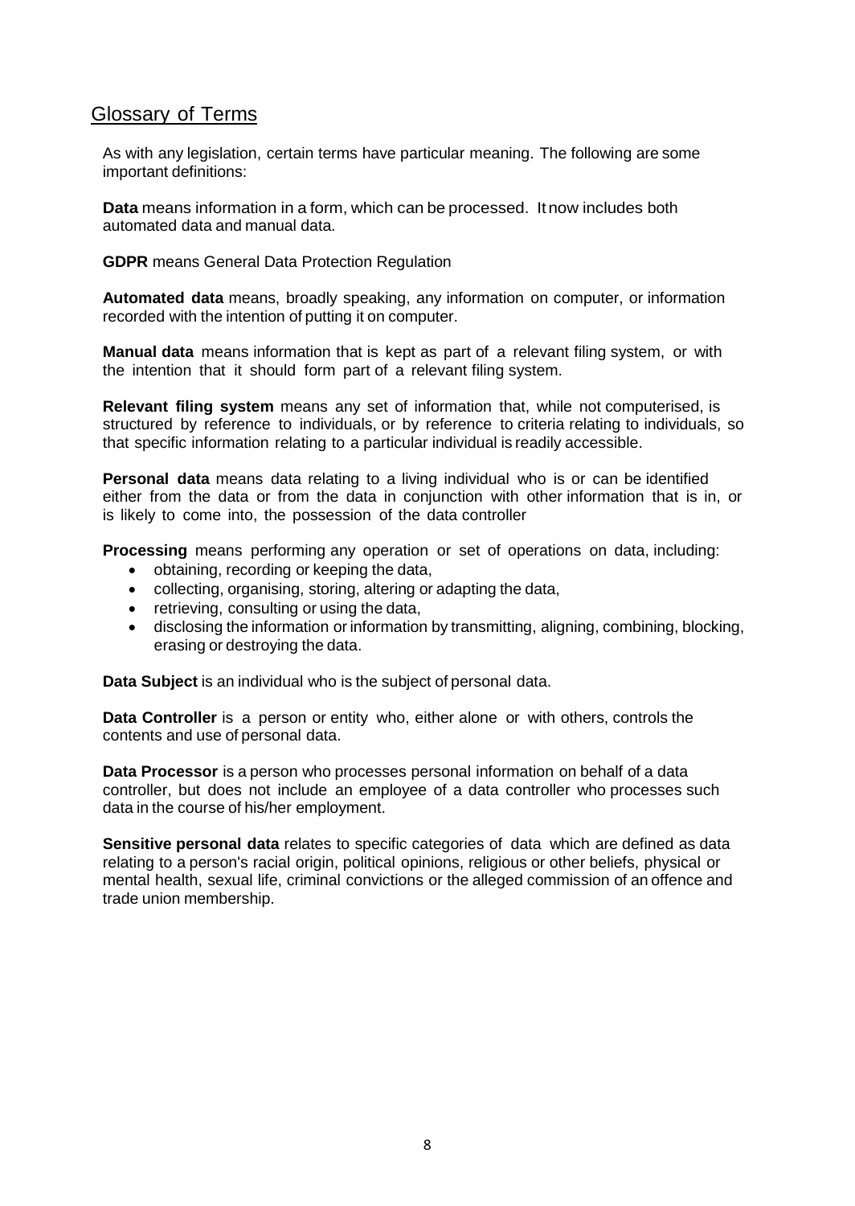## Glossary of Terms

As with any legislation, certain terms have particular meaning. The following are some important definitions:

**Data** means information in a form, which can be processed. It now includes both automated data and manual data.

**GDPR** means General Data Protection Regulation

**Automated data** means, broadly speaking, any information on computer, or information recorded with the intention of putting it on computer.

**Manual data** means information that is kept as part of a relevant filing system, or with the intention that it should form part of a relevant filing system.

**Relevant filing system** means any set of information that, while not computerised, is structured by reference to individuals, or by reference to criteria relating to individuals, so that specific information relating to a particular individual is readily accessible.

**Personal data** means data relating to a living individual who is or can be identified either from the data or from the data in conjunction with other information that is in, or is likely to come into, the possession of the data controller

**Processing** means performing any operation or set of operations on data, including:

- obtaining, recording or keeping the data,
- collecting, organising, storing, altering or adapting the data,
- retrieving, consulting or using the data,
- disclosing the information or information by transmitting, aligning, combining, blocking, erasing or destroying the data.

**Data Subject** is an individual who is the subject of personal data.

**Data Controller** is a person or entity who, either alone or with others, controls the contents and use of personal data.

**Data Processor** is a person who processes personal information on behalf of a data controller, but does not include an employee of a data controller who processes such data in the course of his/her employment.

**Sensitive personal data** relates to specific categories of data which are defined as data relating to a person's racial origin, political opinions, religious or other beliefs, physical or mental health, sexual life, criminal convictions or the alleged commission of an offence and trade union membership.